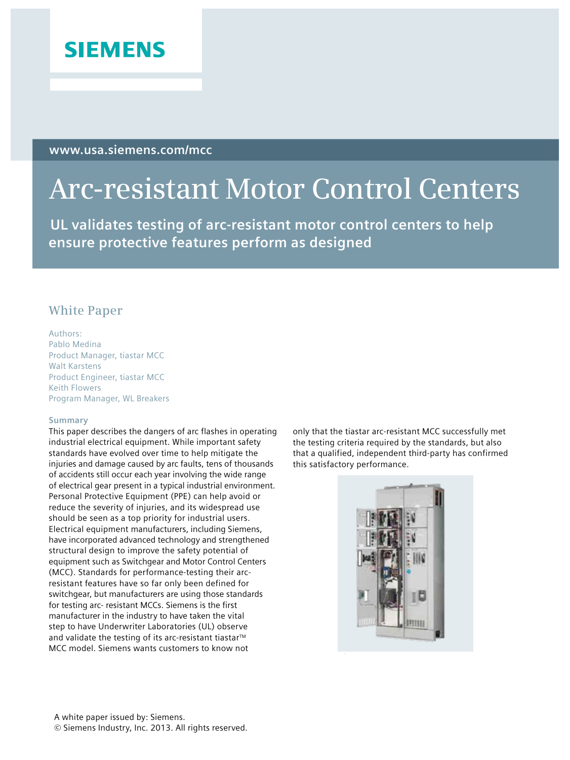SIEMENS

www.usa.siemens.com/mcc

# Arc-resistant Motor Control Centers

**UL validates testing of arc-resistant motor control centers to help ensure protective features perform as designed**

## White Paper

Authors:
Pablo Medina
Product Manager, tiastar MCC
Walt Karstens
Product Engineer, tiastar MCC
Keith Flowers
Program Manager, WL Breakers

### Summary

This paper describes the dangers of arc flashes in operating industrial electrical equipment. While important safety standards have evolved over time to help mitigate the injuries and damage caused by arc faults, tens of thousands of accidents still occur each year involving the wide range of electrical gear present in a typical industrial environment. Personal Protective Equipment (PPE) can help avoid or reduce the severity of injuries, and its widespread use should be seen as a top priority for industrial users. Electrical equipment manufacturers, including Siemens, have incorporated advanced technology and strengthened structural design to improve the safety potential of equipment such as Switchgear and Motor Control Centers (MCC). Standards for performance-testing their arc-resistant features have so far only been defined for switchgear, but manufacturers are using those standards for testing arc- resistant MCCs. Siemens is the first manufacturer in the industry to have taken the vital step to have Underwriter Laboratories (UL) observe and validate the testing of its arc-resistant tiastar™ MCC model. Siemens wants customers to know not only that the tiastar arc-resistant MCC successfully met the testing criteria required by the standards, but also that a qualified, independent third-party has confirmed this satisfactory performance.

A white paper issued by: Siemens.
© Siemens Industry, Inc. 2013. All rights reserved.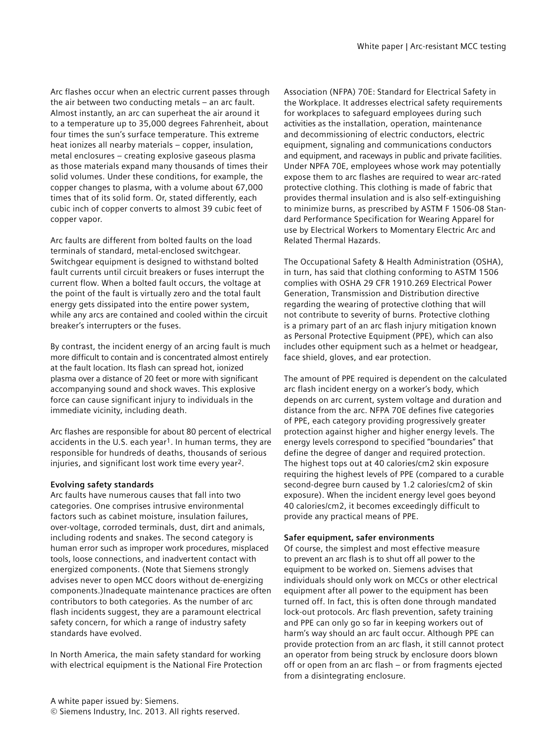Arc flashes occur when an electric current passes through the air between two conducting metals – an arc fault. Almost instantly, an arc can superheat the air around it to a temperature up to 35,000 degrees Fahrenheit, about four times the sun's surface temperature. This extreme heat ionizes all nearby materials – copper, insulation, metal enclosures – creating explosive gaseous plasma as those materials expand many thousands of times their solid volumes. Under these conditions, for example, the copper changes to plasma, with a volume about 67,000 times that of its solid form. Or, stated differently, each cubic inch of copper converts to almost 39 cubic feet of copper vapor.

Arc faults are different from bolted faults on the load terminals of standard, metal-enclosed switchgear. Switchgear equipment is designed to withstand bolted fault currents until circuit breakers or fuses interrupt the current flow. When a bolted fault occurs, the voltage at the point of the fault is virtually zero and the total fault energy gets dissipated into the entire power system, while any arcs are contained and cooled within the circuit breaker's interrupters or the fuses.

By contrast, the incident energy of an arcing fault is much more difficult to contain and is concentrated almost entirely at the fault location. Its flash can spread hot, ionized plasma over a distance of 20 feet or more with significant accompanying sound and shock waves. This explosive force can cause significant injury to individuals in the immediate vicinity, including death.

Arc flashes are responsible for about 80 percent of electrical accidents in the U.S. each year[1]. In human terms, they are responsible for hundreds of deaths, thousands of serious injuries, and significant lost work time every year[2].

**Evolving safety standards**

Arc faults have numerous causes that fall into two categories. One comprises intrusive environmental factors such as cabinet moisture, insulation failures, over-voltage, corroded terminals, dust, dirt and animals, including rodents and snakes. The second category is human error such as improper work procedures, misplaced tools, loose connections, and inadvertent contact with energized components. (Note that Siemens strongly advises never to open MCC doors without de-energizing components.)Inadequate maintenance practices are often contributors to both categories. As the number of arc flash incidents suggest, they are a paramount electrical safety concern, for which a range of industry safety standards have evolved.

In North America, the main safety standard for working with electrical equipment is the National Fire Protection Association (NFPA) 70E: Standard for Electrical Safety in the Workplace. It addresses electrical safety requirements for workplaces to safeguard employees during such activities as the installation, operation, maintenance and decommissioning of electric conductors, electric equipment, signaling and communications conductors and equipment, and raceways in public and private facilities. Under NPFA 70E, employees whose work may potentially expose them to arc flashes are required to wear arc-rated protective clothing. This clothing is made of fabric that provides thermal insulation and is also self-extinguishing to minimize burns, as prescribed by ASTM F 1506-08 Standard Performance Specification for Wearing Apparel for use by Electrical Workers to Momentary Electric Arc and Related Thermal Hazards.

The Occupational Safety & Health Administration (OSHA), in turn, has said that clothing conforming to ASTM 1506 complies with OSHA 29 CFR 1910.269 Electrical Power Generation, Transmission and Distribution directive regarding the wearing of protective clothing that will not contribute to severity of burns. Protective clothing is a primary part of an arc flash injury mitigation known as Personal Protective Equipment (PPE), which can also includes other equipment such as a helmet or headgear, face shield, gloves, and ear protection.

The amount of PPE required is dependent on the calculated arc flash incident energy on a worker's body, which depends on arc current, system voltage and duration and distance from the arc. NFPA 70E defines five categories of PPE, each category providing progressively greater protection against higher and higher energy levels. The energy levels correspond to specified "boundaries" that define the degree of danger and required protection. The highest tops out at 40 calories/cm2 skin exposure requiring the highest levels of PPE (compared to a curable second-degree burn caused by 1.2 calories/cm2 of skin exposure). When the incident energy level goes beyond 40 calories/cm2, it becomes exceedingly difficult to provide any practical means of PPE.

**Safer equipment, safer environments**

Of course, the simplest and most effective measure to prevent an arc flash is to shut off all power to the equipment to be worked on. Siemens advises that individuals should only work on MCCs or other electrical equipment after all power to the equipment has been turned off. In fact, this is often done through mandated lock-out protocols. Arc flash prevention, safety training and PPE can only go so far in keeping workers out of harm's way should an arc fault occur. Although PPE can provide protection from an arc flash, it still cannot protect an operator from being struck by enclosure doors blown off or open from an arc flash – or from fragments ejected from a disintegrating enclosure.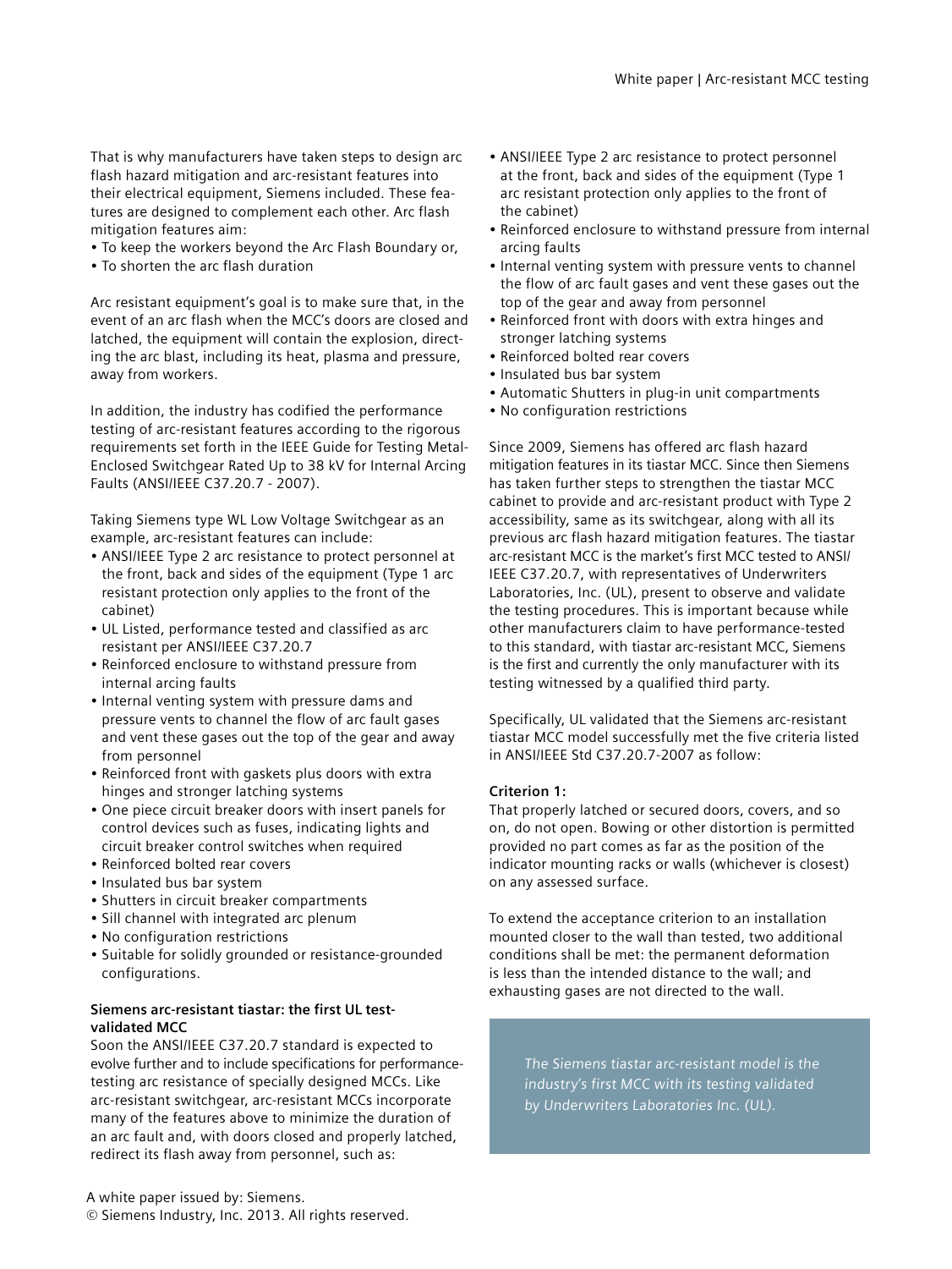That is why manufacturers have taken steps to design arc flash hazard mitigation and arc-resistant features into their electrical equipment, Siemens included. These features are designed to complement each other. Arc flash mitigation features aim:

- To keep the workers beyond the Arc Flash Boundary or,
- To shorten the arc flash duration

Arc resistant equipment's goal is to make sure that, in the event of an arc flash when the MCC's doors are closed and latched, the equipment will contain the explosion, directing the arc blast, including its heat, plasma and pressure, away from workers.

In addition, the industry has codified the performance testing of arc-resistant features according to the rigorous requirements set forth in the IEEE Guide for Testing Metal-Enclosed Switchgear Rated Up to 38 kV for Internal Arcing Faults (ANSI/IEEE C37.20.7 - 2007).

Taking Siemens type WL Low Voltage Switchgear as an example, arc-resistant features can include:

- ANSI/IEEE Type 2 arc resistance to protect personnel at the front, back and sides of the equipment (Type 1 arc resistant protection only applies to the front of the cabinet)
- UL Listed, performance tested and classified as arc resistant per ANSI/IEEE C37.20.7
- Reinforced enclosure to withstand pressure from internal arcing faults
- Internal venting system with pressure dams and pressure vents to channel the flow of arc fault gases and vent these gases out the top of the gear and away from personnel
- Reinforced front with gaskets plus doors with extra hinges and stronger latching systems
- One piece circuit breaker doors with insert panels for control devices such as fuses, indicating lights and circuit breaker control switches when required
- Reinforced bolted rear covers
- Insulated bus bar system
- Shutters in circuit breaker compartments
- Sill channel with integrated arc plenum
- No configuration restrictions
- Suitable for solidly grounded or resistance-grounded configurations.

**Siemens arc-resistant tiastar: the first UL test-validated MCC**

Soon the ANSI/IEEE C37.20.7 standard is expected to evolve further and to include specifications for performance-testing arc resistance of specially designed MCCs. Like arc-resistant switchgear, arc-resistant MCCs incorporate many of the features above to minimize the duration of an arc fault and, with doors closed and properly latched, redirect its flash away from personnel, such as:

- ANSI/IEEE Type 2 arc resistance to protect personnel at the front, back and sides of the equipment (Type 1 arc resistant protection only applies to the front of the cabinet)
- Reinforced enclosure to withstand pressure from internal arcing faults
- Internal venting system with pressure vents to channel the flow of arc fault gases and vent these gases out the top of the gear and away from personnel
- Reinforced front with doors with extra hinges and stronger latching systems
- Reinforced bolted rear covers
- Insulated bus bar system
- Automatic Shutters in plug-in unit compartments
- No configuration restrictions

Since 2009, Siemens has offered arc flash hazard mitigation features in its tiastar MCC. Since then Siemens has taken further steps to strengthen the tiastar MCC cabinet to provide and arc-resistant product with Type 2 accessibility, same as its switchgear, along with all its previous arc flash hazard mitigation features. The tiastar arc-resistant MCC is the market's first MCC tested to ANSI/IEEE C37.20.7, with representatives of Underwriters Laboratories, Inc. (UL), present to observe and validate the testing procedures. This is important because while other manufacturers claim to have performance-tested to this standard, with tiastar arc-resistant MCC, Siemens is the first and currently the only manufacturer with its testing witnessed by a qualified third party.

Specifically, UL validated that the Siemens arc-resistant tiastar MCC model successfully met the five criteria listed in ANSI/IEEE Std C37.20.7-2007 as follow:

**Criterion 1:**

That properly latched or secured doors, covers, and so on, do not open. Bowing or other distortion is permitted provided no part comes as far as the position of the indicator mounting racks or walls (whichever is closest) on any assessed surface.

To extend the acceptance criterion to an installation mounted closer to the wall than tested, two additional conditions shall be met: the permanent deformation is less than the intended distance to the wall; and exhausting gases are not directed to the wall.

*The Siemens tiastar arc-resistant model is the industry's first MCC with its testing validated by Underwriters Laboratories Inc. (UL).*

A white paper issued by: Siemens.
© Siemens Industry, Inc. 2013. All rights reserved.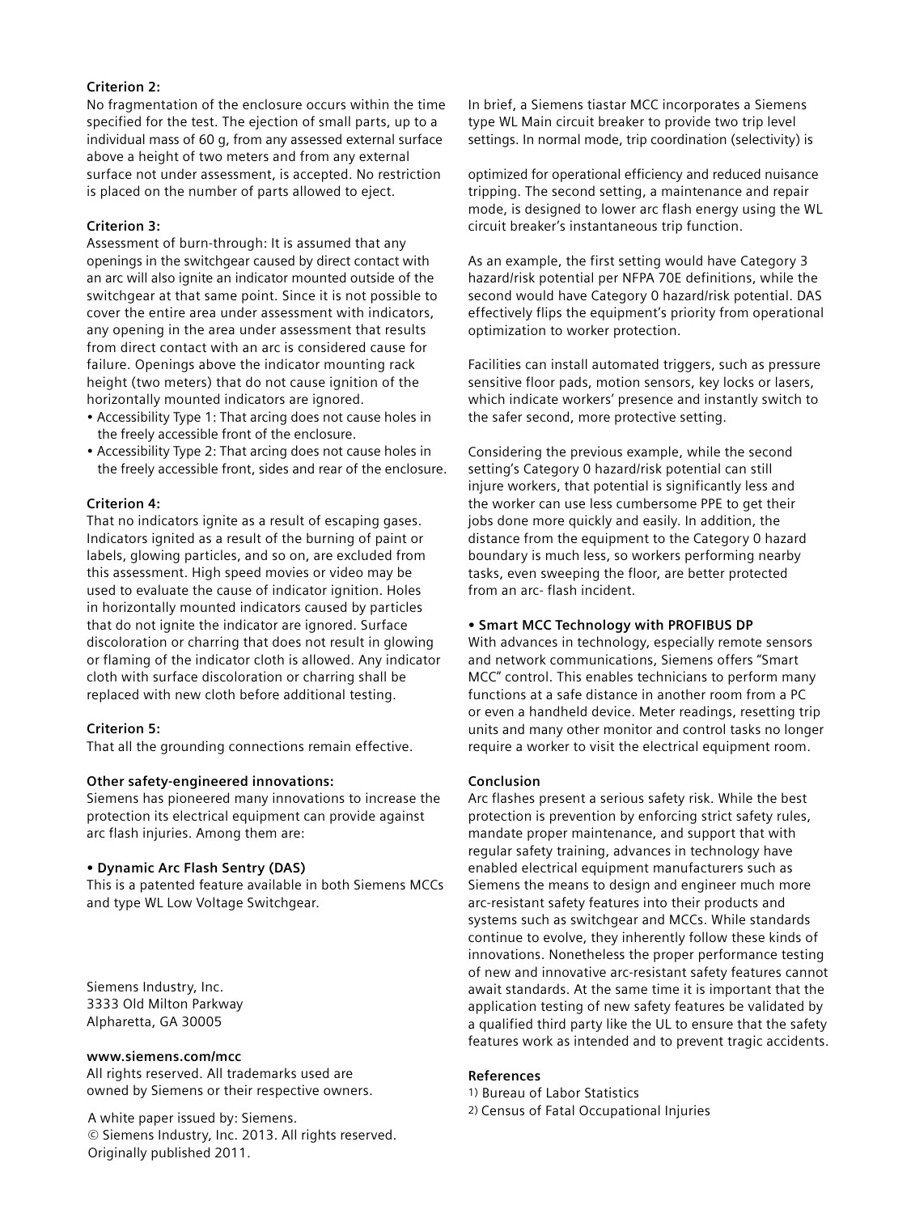**Criterion 2:**
No fragmentation of the enclosure occurs within the time specified for the test. The ejection of small parts, up to a individual mass of 60 g, from any assessed external surface above a height of two meters and from any external surface not under assessment, is accepted. No restriction is placed on the number of parts allowed to eject.

**Criterion 3:**
Assessment of burn-through: It is assumed that any openings in the switchgear caused by direct contact with an arc will also ignite an indicator mounted outside of the switchgear at that same point. Since it is not possible to cover the entire area under assessment with indicators, any opening in the area under assessment that results from direct contact with an arc is considered cause for failure. Openings above the indicator mounting rack height (two meters) that do not cause ignition of the horizontally mounted indicators are ignored.

- Accessibility Type 1: That arcing does not cause holes in the freely accessible front of the enclosure.
- Accessibility Type 2: That arcing does not cause holes in the freely accessible front, sides and rear of the enclosure.

**Criterion 4:**
That no indicators ignite as a result of escaping gases. Indicators ignited as a result of the burning of paint or labels, glowing particles, and so on, are excluded from this assessment. High speed movies or video may be used to evaluate the cause of indicator ignition. Holes in horizontally mounted indicators caused by particles that do not ignite the indicator are ignored. Surface discoloration or charring that does not result in glowing or flaming of the indicator cloth is allowed. Any indicator cloth with surface discoloration or charring shall be replaced with new cloth before additional testing.

**Criterion 5:**
That all the grounding connections remain effective.

**Other safety-engineered innovations:**
Siemens has pioneered many innovations to increase the protection its electrical equipment can provide against arc flash injuries. Among them are:

**• Dynamic Arc Flash Sentry (DAS)**
This is a patented feature available in both Siemens MCCs and type WL Low Voltage Switchgear.

In brief, a Siemens tiastar MCC incorporates a Siemens type WL Main circuit breaker to provide two trip level settings. In normal mode, trip coordination (selectivity) is optimized for operational efficiency and reduced nuisance tripping. The second setting, a maintenance and repair mode, is designed to lower arc flash energy using the WL circuit breaker's instantaneous trip function.

As an example, the first setting would have Category 3 hazard/risk potential per NFPA 70E definitions, while the second would have Category 0 hazard/risk potential. DAS effectively flips the equipment's priority from operational optimization to worker protection.

Facilities can install automated triggers, such as pressure sensitive floor pads, motion sensors, key locks or lasers, which indicate workers' presence and instantly switch to the safer second, more protective setting.

Considering the previous example, while the second setting's Category 0 hazard/risk potential can still injure workers, that potential is significantly less and the worker can use less cumbersome PPE to get their jobs done more quickly and easily. In addition, the distance from the equipment to the Category 0 hazard boundary is much less, so workers performing nearby tasks, even sweeping the floor, are better protected from an arc- flash incident.

**• Smart MCC Technology with PROFIBUS DP**
With advances in technology, especially remote sensors and network communications, Siemens offers "Smart MCC" control. This enables technicians to perform many functions at a safe distance in another room from a PC or even a handheld device. Meter readings, resetting trip units and many other monitor and control tasks no longer require a worker to visit the electrical equipment room.

**Conclusion**
Arc flashes present a serious safety risk. While the best protection is prevention by enforcing strict safety rules, mandate proper maintenance, and support that with regular safety training, advances in technology have enabled electrical equipment manufacturers such as Siemens the means to design and engineer much more arc-resistant safety features into their products and systems such as switchgear and MCCs. While standards continue to evolve, they inherently follow these kinds of innovations. Nonetheless the proper performance testing of new and innovative arc-resistant safety features cannot await standards. At the same time it is important that the application testing of new safety features be validated by a qualified third party like the UL to ensure that the safety features work as intended and to prevent tragic accidents.

**References**
1) Bureau of Labor Statistics
2) Census of Fatal Occupational Injuries

Siemens Industry, Inc.
3333 Old Milton Parkway
Alpharetta, GA 30005

**www.siemens.com/mcc**
All rights reserved. All trademarks used are owned by Siemens or their respective owners.

A white paper issued by: Siemens.
© Siemens Industry, Inc. 2013. All rights reserved.
Originally published 2011.